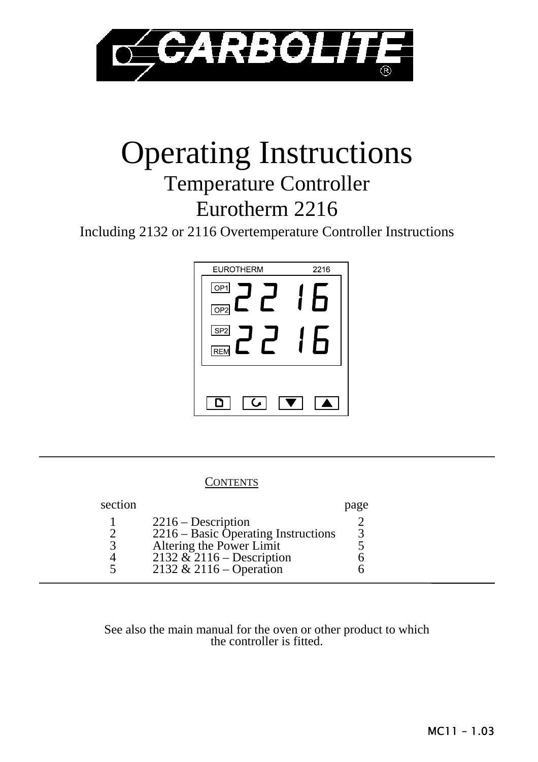# Operating Instructions

## Temperature Controller

## Eurotherm 2216

Including 2132 or 2116 Overtemperature Controller Instructions

CONTENTS

| section | | page |
|---|---|---|
| 1 | 2216 – Description | 2 |
| 2 | 2216 – Basic Operating Instructions | 3 |
| 3 | Altering the Power Limit | 5 |
| 4 | 2132 & 2116 – Description | 6 |
| 5 | 2132 & 2116 – Operation | 6 |

See also the main manual for the oven or other product to which the controller is fitted.

MC11 – 1.03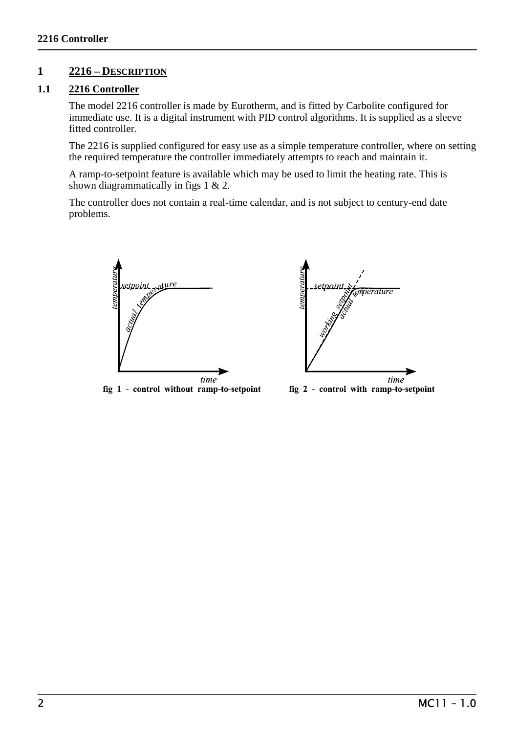# 1 2216 – DESCRIPTION

## 1.1 2216 Controller

The model 2216 controller is made by Eurotherm, and is fitted by Carbolite configured for immediate use. It is a digital instrument with PID control algorithms. It is supplied as a sleeve fitted controller.

The 2216 is supplied configured for easy use as a simple temperature controller, where on setting the required temperature the controller immediately attempts to reach and maintain it.

A ramp-to-setpoint feature is available which may be used to limit the heating rate. This is shown diagrammatically in figs 1 & 2.

The controller does not contain a real-time calendar, and is not subject to century-end date problems.

**fig 1 - control without ramp-to-setpoint**

**fig 2 - control with ramp-to-setpoint**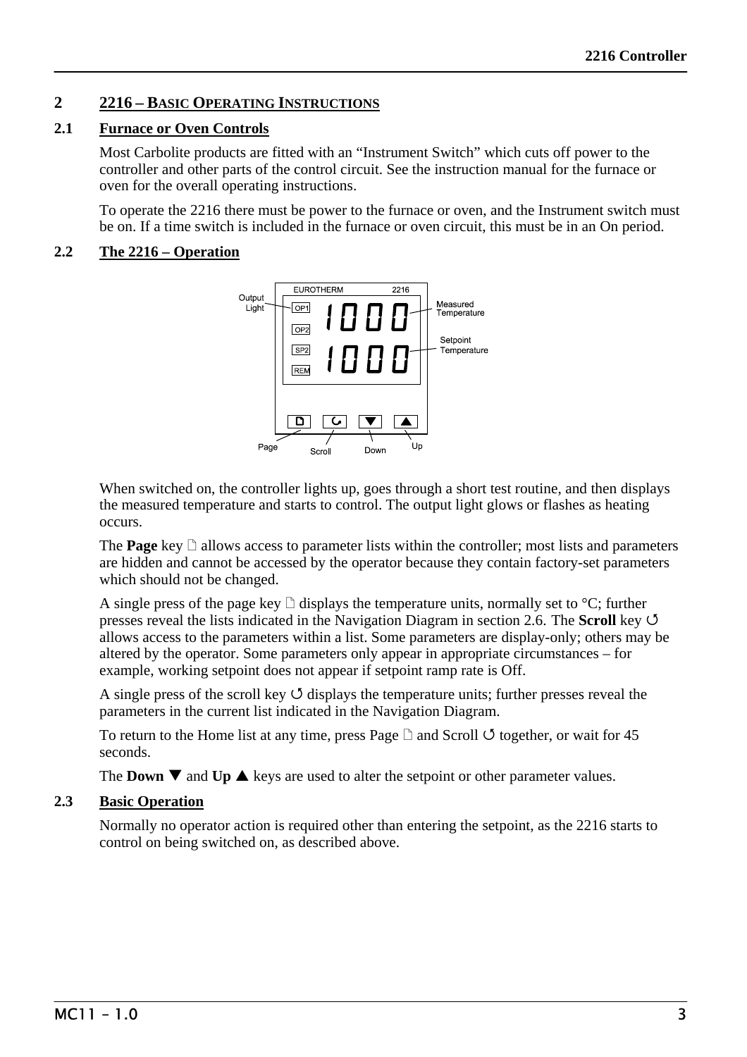## 2 2216 – Basic Operating Instructions

### 2.1 Furnace or Oven Controls

Most Carbolite products are fitted with an “Instrument Switch” which cuts off power to the controller and other parts of the control circuit. See the instruction manual for the furnace or oven for the overall operating instructions.

To operate the 2216 there must be power to the furnace or oven, and the Instrument switch must be on. If a time switch is included in the furnace or oven circuit, this must be in an On period.

### 2.2 The 2216 – Operation

EUROTHERM 2216

Output Light — OP1 — Measured Temperature: 1000

OP2

SP2 — Setpoint Temperature: 1000

REM

Page — Scroll — Down — Up

When switched on, the controller lights up, goes through a short test routine, and then displays the measured temperature and starts to control. The output light glows or flashes as heating occurs.

The **Page** key 🗋 allows access to parameter lists within the controller; most lists and parameters are hidden and cannot be accessed by the operator because they contain factory-set parameters which should not be changed.

A single press of the page key 🗋 displays the temperature units, normally set to °C; further presses reveal the lists indicated in the Navigation Diagram in section 2.6. The **Scroll** key ↺ allows access to the parameters within a list. Some parameters are display-only; others may be altered by the operator. Some parameters only appear in appropriate circumstances – for example, working setpoint does not appear if setpoint ramp rate is Off.

A single press of the scroll key ↺ displays the temperature units; further presses reveal the parameters in the current list indicated in the Navigation Diagram.

To return to the Home list at any time, press Page 🗋 and Scroll ↺ together, or wait for 45 seconds.

The **Down** ▼ and **Up** ▲ keys are used to alter the setpoint or other parameter values.

### 2.3 Basic Operation

Normally no operator action is required other than entering the setpoint, as the 2216 starts to control on being switched on, as described above.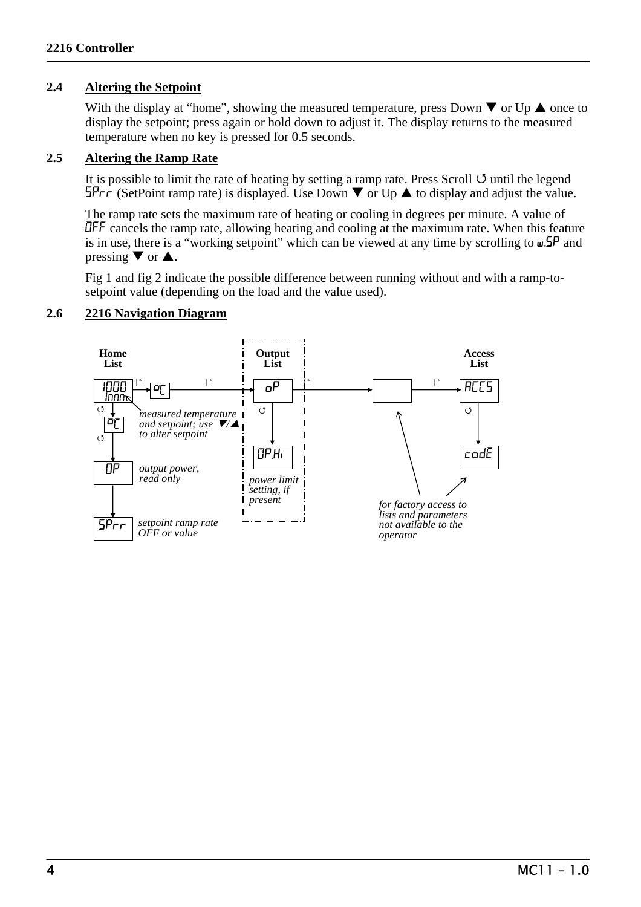## 2.4 Altering the Setpoint

With the display at "home", showing the measured temperature, press Down ▼ or Up ▲ once to display the setpoint; press again or hold down to adjust it. The display returns to the measured temperature when no key is pressed for 0.5 seconds.

## 2.5 Altering the Ramp Rate

It is possible to limit the rate of heating by setting a ramp rate. Press Scroll ↺ until the legend SPrr (SetPoint ramp rate) is displayed. Use Down ▼ or Up ▲ to display and adjust the value.

The ramp rate sets the maximum rate of heating or cooling in degrees per minute. A value of OFF cancels the ramp rate, allowing heating and cooling at the maximum rate. When this feature is in use, there is a "working setpoint" which can be viewed at any time by scrolling to w.SP and pressing ▼ or ▲.

Fig 1 and fig 2 indicate the possible difference between running without and with a ramp-to-setpoint value (depending on the load and the value used).

## 2.6 2216 Navigation Diagram

**Home List**

- 1000 / 1000 — *measured temperature and setpoint; use ▼/▲ to alter setpoint*
- °C
- OP — *output power, read only*
- SPrr — *setpoint ramp rate OFF or value*

**Output List**

- oP
- OP.Hi — *power limit setting, if present*

**Access List**

- ACCS
- codE

*for factory access to lists and parameters not available to the operator*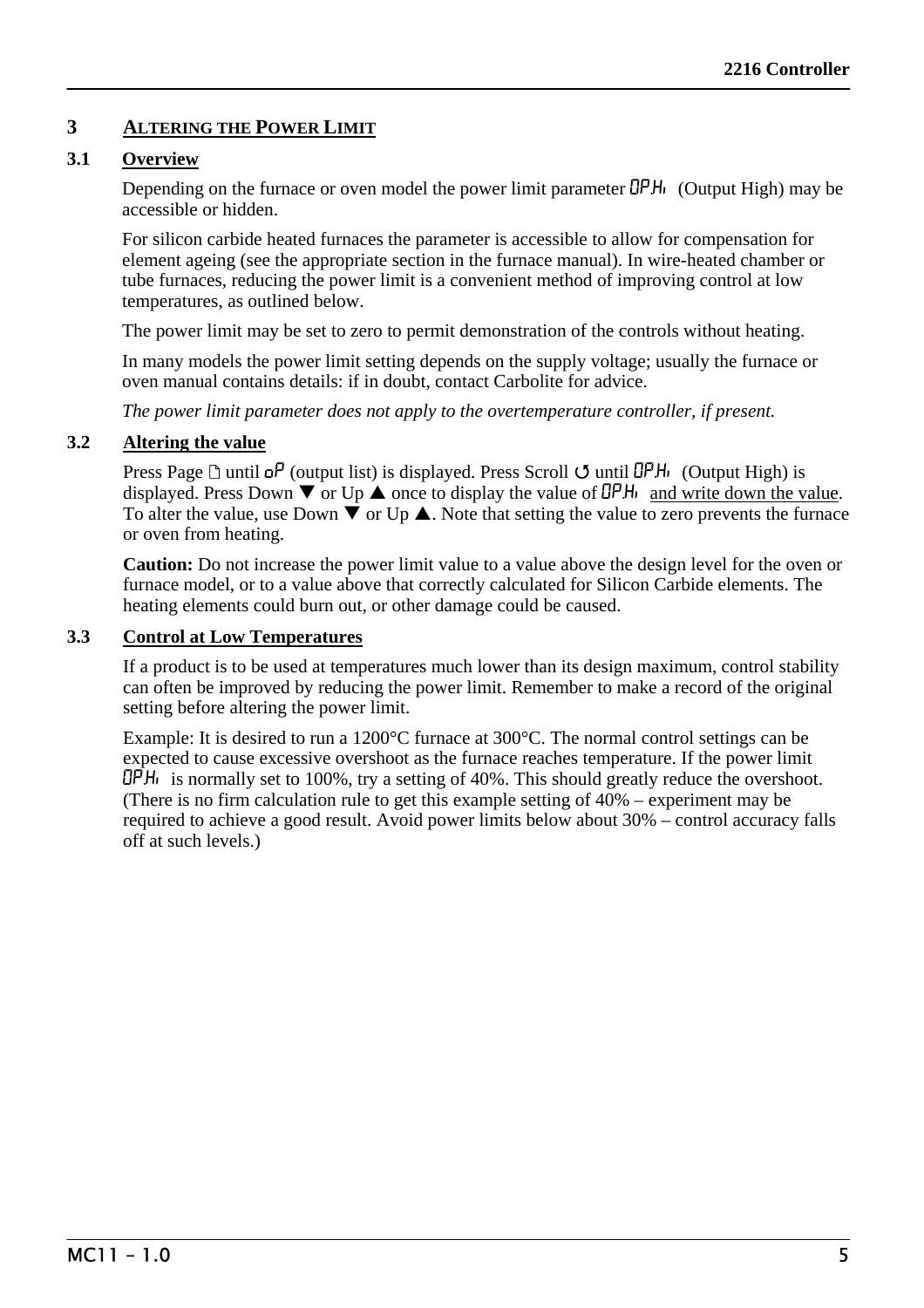# 3 ALTERING THE POWER LIMIT

## 3.1 Overview

Depending on the furnace or oven model the power limit parameter OP.Hi (Output High) may be accessible or hidden.

For silicon carbide heated furnaces the parameter is accessible to allow for compensation for element ageing (see the appropriate section in the furnace manual). In wire-heated chamber or tube furnaces, reducing the power limit is a convenient method of improving control at low temperatures, as outlined below.

The power limit may be set to zero to permit demonstration of the controls without heating.

In many models the power limit setting depends on the supply voltage; usually the furnace or oven manual contains details: if in doubt, contact Carbolite for advice.

*The power limit parameter does not apply to the overtemperature controller, if present.*

## 3.2 Altering the value

Press Page 🗋 until oP (output list) is displayed. Press Scroll ↺ until OP.Hi (Output High) is displayed. Press Down ▼ or Up ▲ once to display the value of OP.Hi and write down the value. To alter the value, use Down ▼ or Up ▲. Note that setting the value to zero prevents the furnace or oven from heating.

**Caution:** Do not increase the power limit value to a value above the design level for the oven or furnace model, or to a value above that correctly calculated for Silicon Carbide elements. The heating elements could burn out, or other damage could be caused.

## 3.3 Control at Low Temperatures

If a product is to be used at temperatures much lower than its design maximum, control stability can often be improved by reducing the power limit. Remember to make a record of the original setting before altering the power limit.

Example: It is desired to run a 1200°C furnace at 300°C. The normal control settings can be expected to cause excessive overshoot as the furnace reaches temperature. If the power limit OP.Hi is normally set to 100%, try a setting of 40%. This should greatly reduce the overshoot. (There is no firm calculation rule to get this example setting of 40% – experiment may be required to achieve a good result. Avoid power limits below about 30% – control accuracy falls off at such levels.)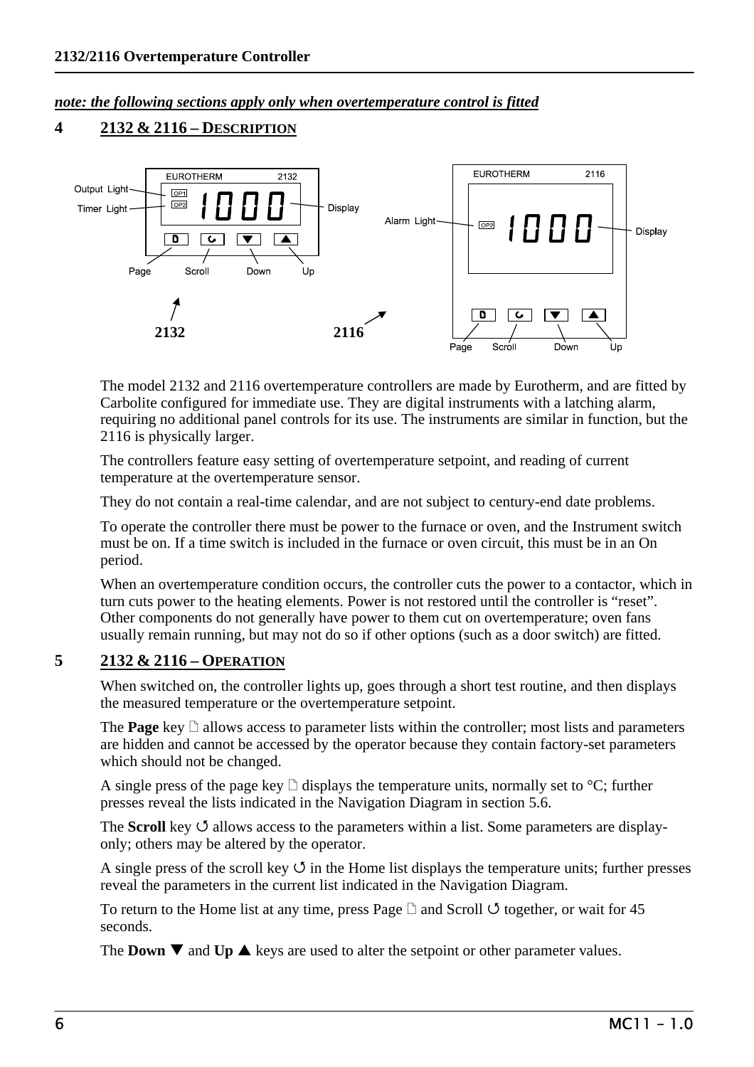***note: the following sections apply only when overtemperature control is fitted***

## 4 2132 & 2116 – DESCRIPTION

The model 2132 and 2116 overtemperature controllers are made by Eurotherm, and are fitted by Carbolite configured for immediate use. They are digital instruments with a latching alarm, requiring no additional panel controls for its use. The instruments are similar in function, but the 2116 is physically larger.

The controllers feature easy setting of overtemperature setpoint, and reading of current temperature at the overtemperature sensor.

They do not contain a real-time calendar, and are not subject to century-end date problems.

To operate the controller there must be power to the furnace or oven, and the Instrument switch must be on. If a time switch is included in the furnace or oven circuit, this must be in an On period.

When an overtemperature condition occurs, the controller cuts the power to a contactor, which in turn cuts power to the heating elements. Power is not restored until the controller is "reset". Other components do not generally have power to them cut on overtemperature; oven fans usually remain running, but may not do so if other options (such as a door switch) are fitted.

## 5 2132 & 2116 – OPERATION

When switched on, the controller lights up, goes through a short test routine, and then displays the measured temperature or the overtemperature setpoint.

The **Page** key 🗋 allows access to parameter lists within the controller; most lists and parameters are hidden and cannot be accessed by the operator because they contain factory-set parameters which should not be changed.

A single press of the page key 🗋 displays the temperature units, normally set to °C; further presses reveal the lists indicated in the Navigation Diagram in section 5.6.

The **Scroll** key ↺ allows access to the parameters within a list. Some parameters are display-only; others may be altered by the operator.

A single press of the scroll key ↺ in the Home list displays the temperature units; further presses reveal the parameters in the current list indicated in the Navigation Diagram.

To return to the Home list at any time, press Page 🗋 and Scroll ↺ together, or wait for 45 seconds.

The **Down** ▼ and **Up** ▲ keys are used to alter the setpoint or other parameter values.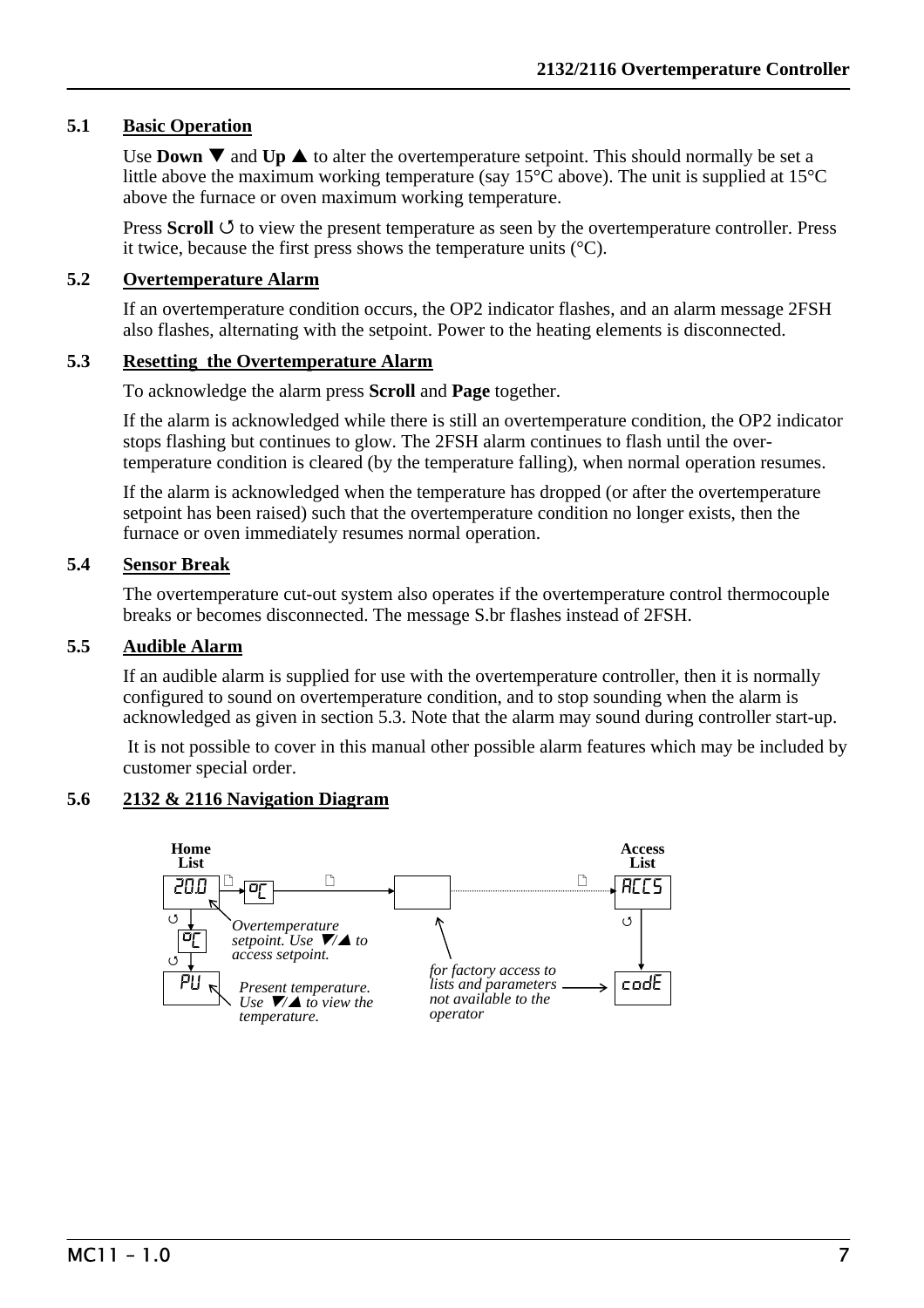### 5.1 Basic Operation

Use **Down ▼** and **Up ▲** to alter the overtemperature setpoint. This should normally be set a little above the maximum working temperature (say 15°C above). The unit is supplied at 15°C above the furnace or oven maximum working temperature.

Press **Scroll** ↺ to view the present temperature as seen by the overtemperature controller. Press it twice, because the first press shows the temperature units (°C).

### 5.2 Overtemperature Alarm

If an overtemperature condition occurs, the OP2 indicator flashes, and an alarm message 2FSH also flashes, alternating with the setpoint. Power to the heating elements is disconnected.

### 5.3 Resetting the Overtemperature Alarm

To acknowledge the alarm press **Scroll** and **Page** together.

If the alarm is acknowledged while there is still an overtemperature condition, the OP2 indicator stops flashing but continues to glow. The 2FSH alarm continues to flash until the over-temperature condition is cleared (by the temperature falling), when normal operation resumes.

If the alarm is acknowledged when the temperature has dropped (or after the overtemperature setpoint has been raised) such that the overtemperature condition no longer exists, then the furnace or oven immediately resumes normal operation.

### 5.4 Sensor Break

The overtemperature cut-out system also operates if the overtemperature control thermocouple breaks or becomes disconnected. The message S.br flashes instead of 2FSH.

### 5.5 Audible Alarm

If an audible alarm is supplied for use with the overtemperature controller, then it is normally configured to sound on overtemperature condition, and to stop sounding when the alarm is acknowledged as given in section 5.3. Note that the alarm may sound during controller start-up.

It is not possible to cover in this manual other possible alarm features which may be included by customer special order.

### 5.6 2132 & 2116 Navigation Diagram

**Home List**

20.0 → °C → [ ] → ACCS

↺ °C

↺ PV

*Overtemperature setpoint. Use ▼/▲ to access setpoint.*

*Present temperature. Use ▼/▲ to view the temperature.*

**Access List**

ACCS ↺ codE

*for factory access to lists and parameters not available to the operator*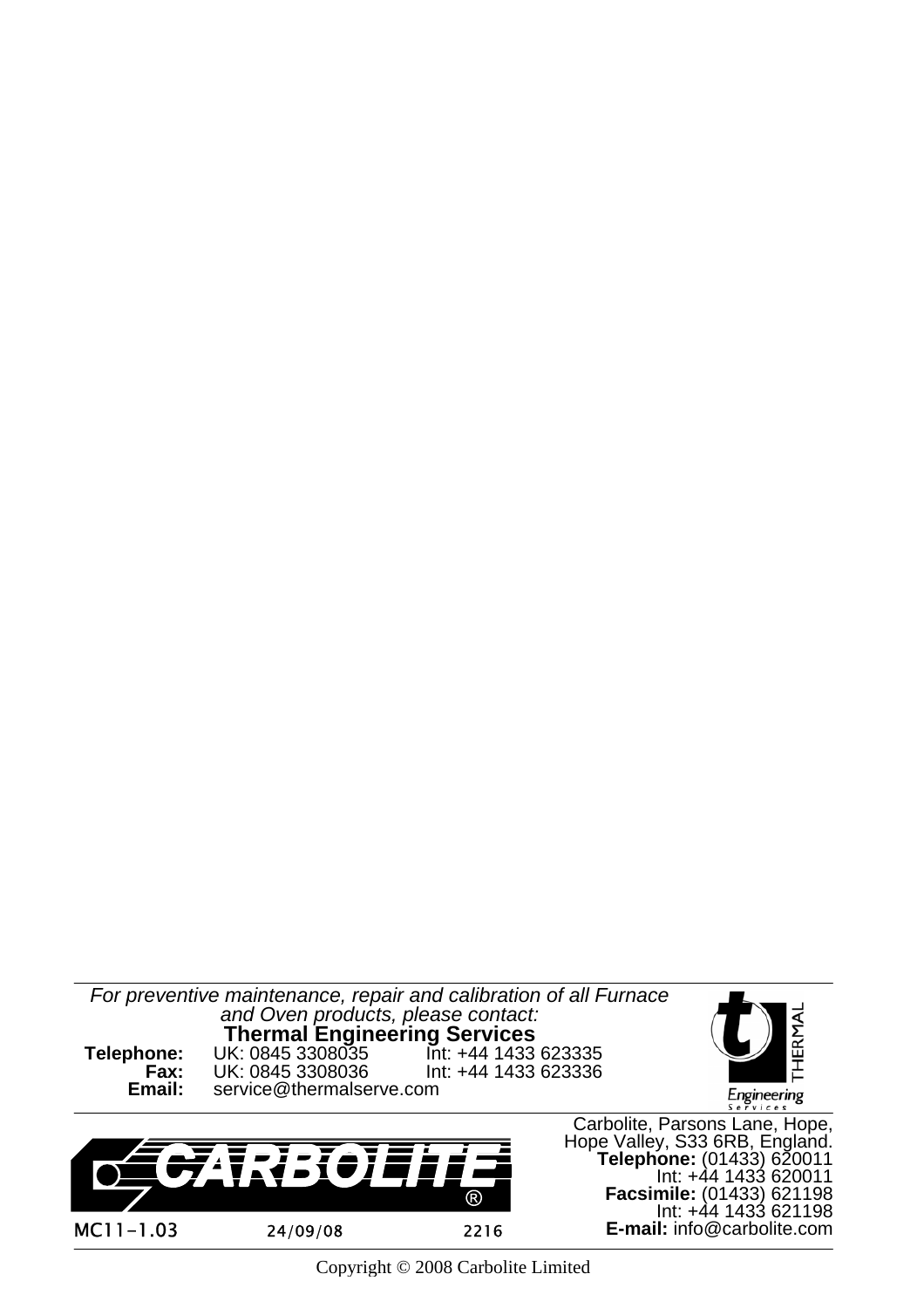*For preventive maintenance, repair and calibration of all Furnace and Oven products, please contact:*

**Thermal Engineering Services**

| | | |
|---|---|---|
| **Telephone:** | UK: 0845 3308035 | Int: +44 1433 623335 |
| **Fax:** | UK: 0845 3308036 | Int: +44 1433 623336 |
| **Email:** | service@thermalserve.com | |

THERMAL Engineering Services

CARBOLITE®

Carbolite, Parsons Lane, Hope, Hope Valley, S33 6RB, England.
**Telephone:** (01433) 620011
Int: +44 1433 620011
**Facsimile:** (01433) 621198
Int: +44 1433 621198
**E-mail:** info@carbolite.com

MC11-1.03 24/09/08 2216

Copyright © 2008 Carbolite Limited